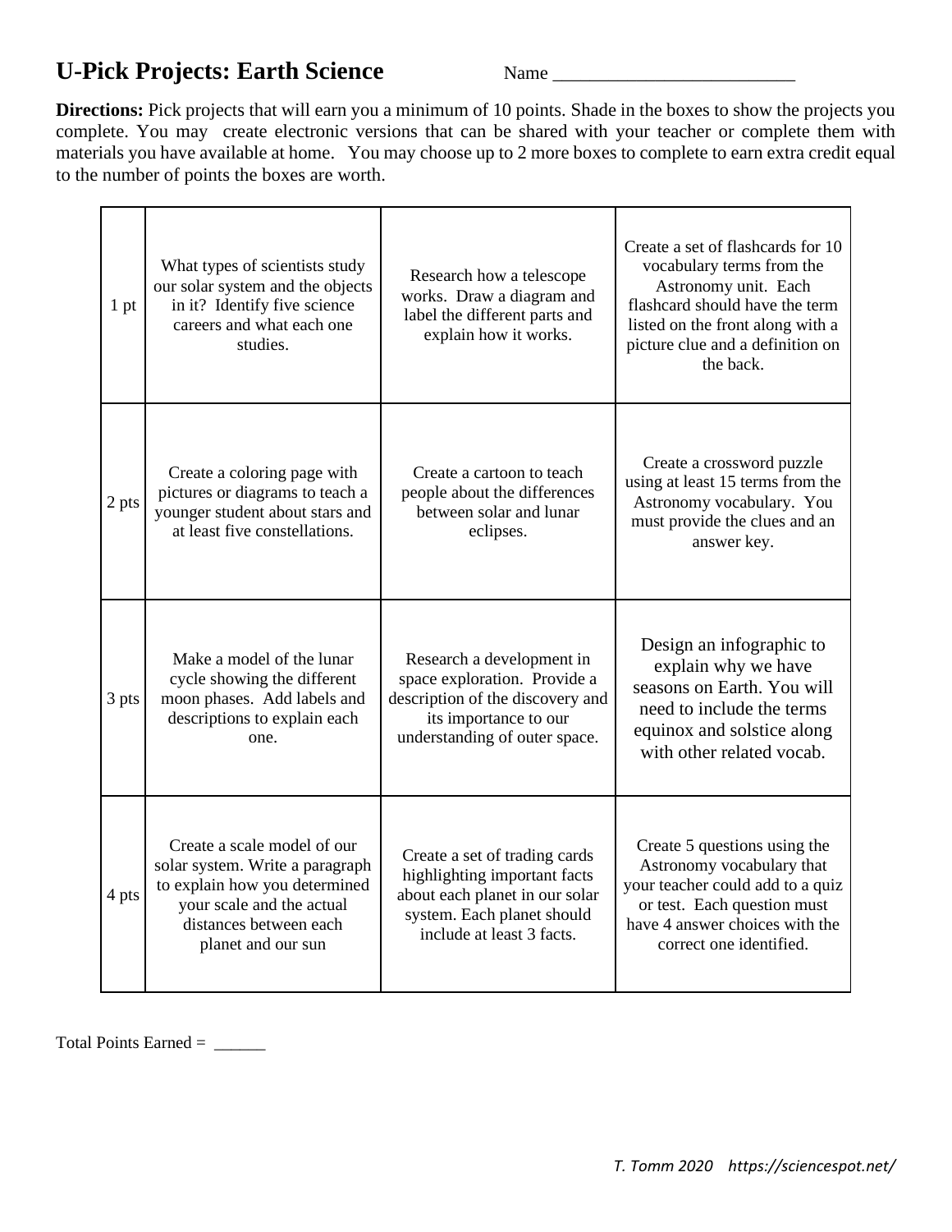# U-Pick Projects: Earth Science

Name ___________________________

**Directions:** Pick projects that will earn you a minimum of 10 points. Shade in the boxes to show the projects you complete. You may create electronic versions that can be shared with your teacher or complete them with materials you have available at home. You may choose up to 2 more boxes to complete to earn extra credit equal to the number of points the boxes are worth.

| | | | |
|---|---|---|---|
| 1 pt | What types of scientists study our solar system and the objects in it? Identify five science careers and what each one studies. | Research how a telescope works. Draw a diagram and label the different parts and explain how it works. | Create a set of flashcards for 10 vocabulary terms from the Astronomy unit. Each flashcard should have the term listed on the front along with a picture clue and a definition on the back. |
| 2 pts | Create a coloring page with pictures or diagrams to teach a younger student about stars and at least five constellations. | Create a cartoon to teach people about the differences between solar and lunar eclipses. | Create a crossword puzzle using at least 15 terms from the Astronomy vocabulary. You must provide the clues and an answer key. |
| 3 pts | Make a model of the lunar cycle showing the different moon phases. Add labels and descriptions to explain each one. | Research a development in space exploration. Provide a description of the discovery and its importance to our understanding of outer space. | Design an infographic to explain why we have seasons on Earth. You will need to include the terms equinox and solstice along with other related vocab. |
| 4 pts | Create a scale model of our solar system. Write a paragraph to explain how you determined your scale and the actual distances between each planet and our sun | Create a set of trading cards highlighting important facts about each planet in our solar system. Each planet should include at least 3 facts. | Create 5 questions using the Astronomy vocabulary that your teacher could add to a quiz or test. Each question must have 4 answer choices with the correct one identified. |

Total Points Earned = ______

*T. Tomm 2020 https://sciencespot.net/*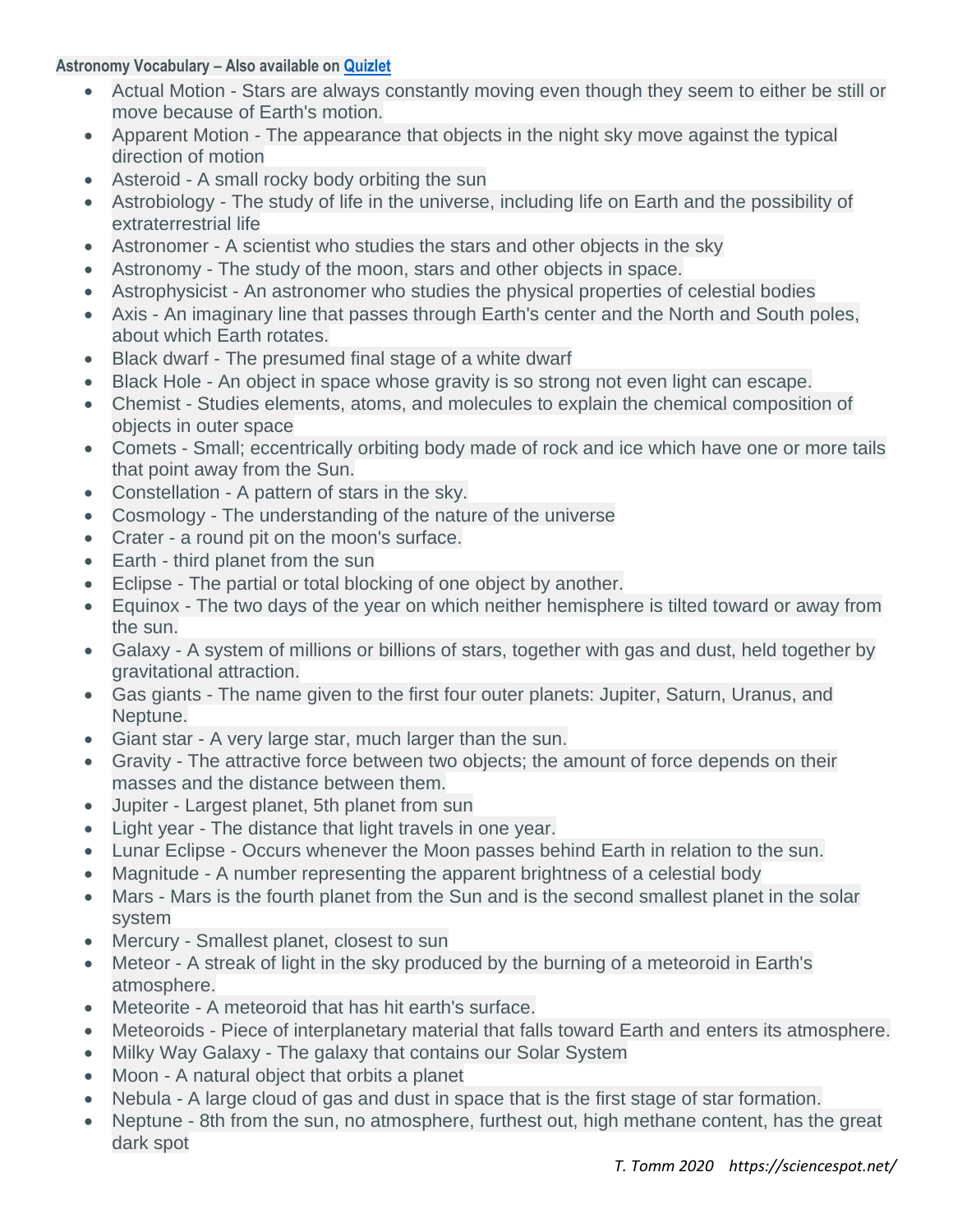**Astronomy Vocabulary – Also available on [Quizlet]**

- Actual Motion - Stars are always constantly moving even though they seem to either be still or move because of Earth's motion.
- Apparent Motion - The appearance that objects in the night sky move against the typical direction of motion
- Asteroid - A small rocky body orbiting the sun
- Astrobiology - The study of life in the universe, including life on Earth and the possibility of extraterrestrial life
- Astronomer - A scientist who studies the stars and other objects in the sky
- Astronomy - The study of the moon, stars and other objects in space.
- Astrophysicist - An astronomer who studies the physical properties of celestial bodies
- Axis - An imaginary line that passes through Earth's center and the North and South poles, about which Earth rotates.
- Black dwarf - The presumed final stage of a white dwarf
- Black Hole - An object in space whose gravity is so strong not even light can escape.
- Chemist - Studies elements, atoms, and molecules to explain the chemical composition of objects in outer space
- Comets - Small; eccentrically orbiting body made of rock and ice which have one or more tails that point away from the Sun.
- Constellation - A pattern of stars in the sky.
- Cosmology - The understanding of the nature of the universe
- Crater - a round pit on the moon's surface.
- Earth - third planet from the sun
- Eclipse - The partial or total blocking of one object by another.
- Equinox - The two days of the year on which neither hemisphere is tilted toward or away from the sun.
- Galaxy - A system of millions or billions of stars, together with gas and dust, held together by gravitational attraction.
- Gas giants - The name given to the first four outer planets: Jupiter, Saturn, Uranus, and Neptune.
- Giant star - A very large star, much larger than the sun.
- Gravity - The attractive force between two objects; the amount of force depends on their masses and the distance between them.
- Jupiter - Largest planet, 5th planet from sun
- Light year - The distance that light travels in one year.
- Lunar Eclipse - Occurs whenever the Moon passes behind Earth in relation to the sun.
- Magnitude - A number representing the apparent brightness of a celestial body
- Mars - Mars is the fourth planet from the Sun and is the second smallest planet in the solar system
- Mercury - Smallest planet, closest to sun
- Meteor - A streak of light in the sky produced by the burning of a meteoroid in Earth's atmosphere.
- Meteorite - A meteoroid that has hit earth's surface.
- Meteoroids - Piece of interplanetary material that falls toward Earth and enters its atmosphere.
- Milky Way Galaxy - The galaxy that contains our Solar System
- Moon - A natural object that orbits a planet
- Nebula - A large cloud of gas and dust in space that is the first stage of star formation.
- Neptune - 8th from the sun, no atmosphere, furthest out, high methane content, has the great dark spot

*T. Tomm 2020 https://sciencespot.net/*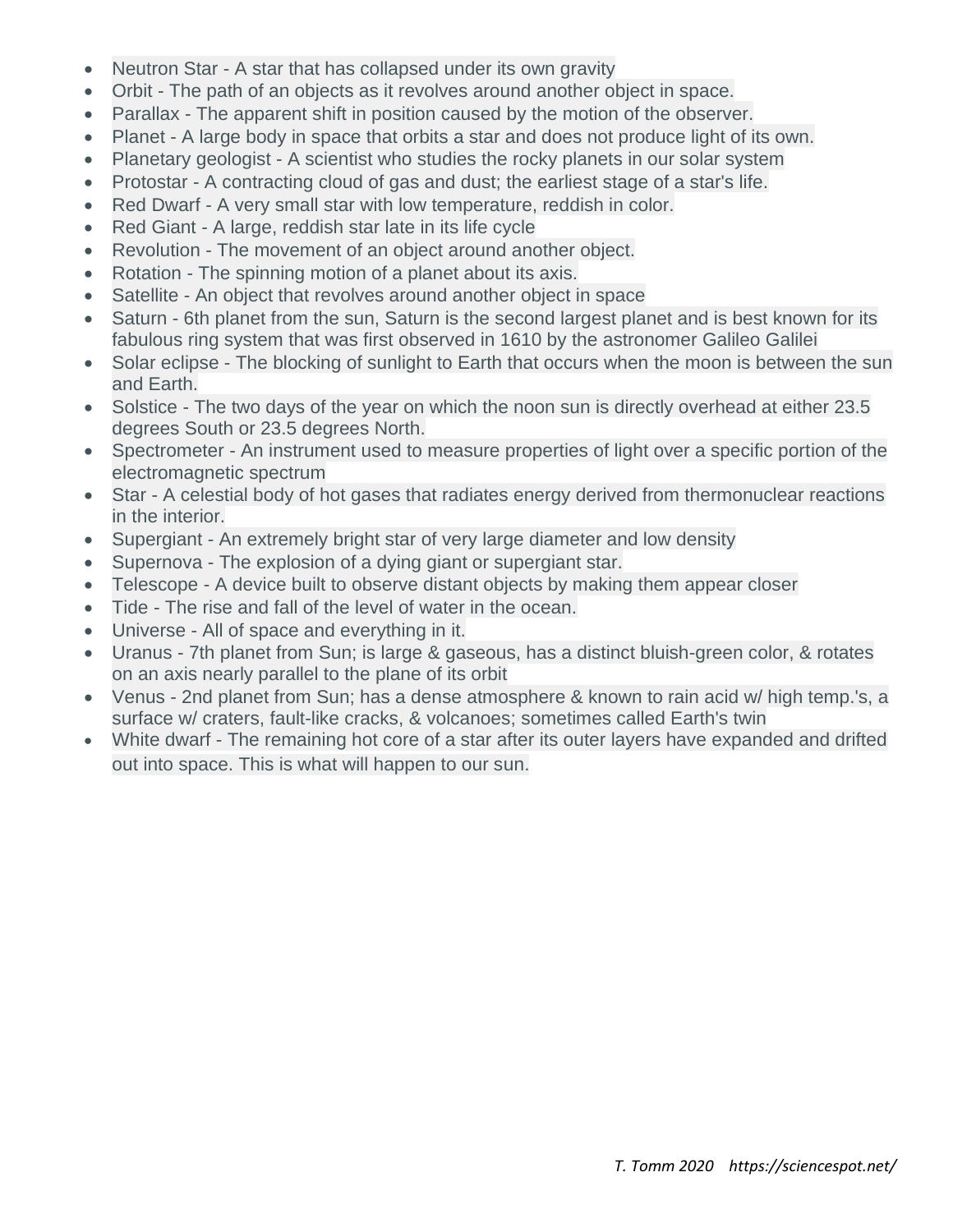- Neutron Star - A star that has collapsed under its own gravity
- Orbit - The path of an objects as it revolves around another object in space.
- Parallax - The apparent shift in position caused by the motion of the observer.
- Planet - A large body in space that orbits a star and does not produce light of its own.
- Planetary geologist - A scientist who studies the rocky planets in our solar system
- Protostar - A contracting cloud of gas and dust; the earliest stage of a star's life.
- Red Dwarf - A very small star with low temperature, reddish in color.
- Red Giant - A large, reddish star late in its life cycle
- Revolution - The movement of an object around another object.
- Rotation - The spinning motion of a planet about its axis.
- Satellite - An object that revolves around another object in space
- Saturn - 6th planet from the sun, Saturn is the second largest planet and is best known for its fabulous ring system that was first observed in 1610 by the astronomer Galileo Galilei
- Solar eclipse - The blocking of sunlight to Earth that occurs when the moon is between the sun and Earth.
- Solstice - The two days of the year on which the noon sun is directly overhead at either 23.5 degrees South or 23.5 degrees North.
- Spectrometer - An instrument used to measure properties of light over a specific portion of the electromagnetic spectrum
- Star - A celestial body of hot gases that radiates energy derived from thermonuclear reactions in the interior.
- Supergiant - An extremely bright star of very large diameter and low density
- Supernova - The explosion of a dying giant or supergiant star.
- Telescope - A device built to observe distant objects by making them appear closer
- Tide - The rise and fall of the level of water in the ocean.
- Universe - All of space and everything in it.
- Uranus - 7th planet from Sun; is large & gaseous, has a distinct bluish-green color, & rotates on an axis nearly parallel to the plane of its orbit
- Venus - 2nd planet from Sun; has a dense atmosphere & known to rain acid w/ high temp.'s, a surface w/ craters, fault-like cracks, & volcanoes; sometimes called Earth's twin
- White dwarf - The remaining hot core of a star after its outer layers have expanded and drifted out into space. This is what will happen to our sun.